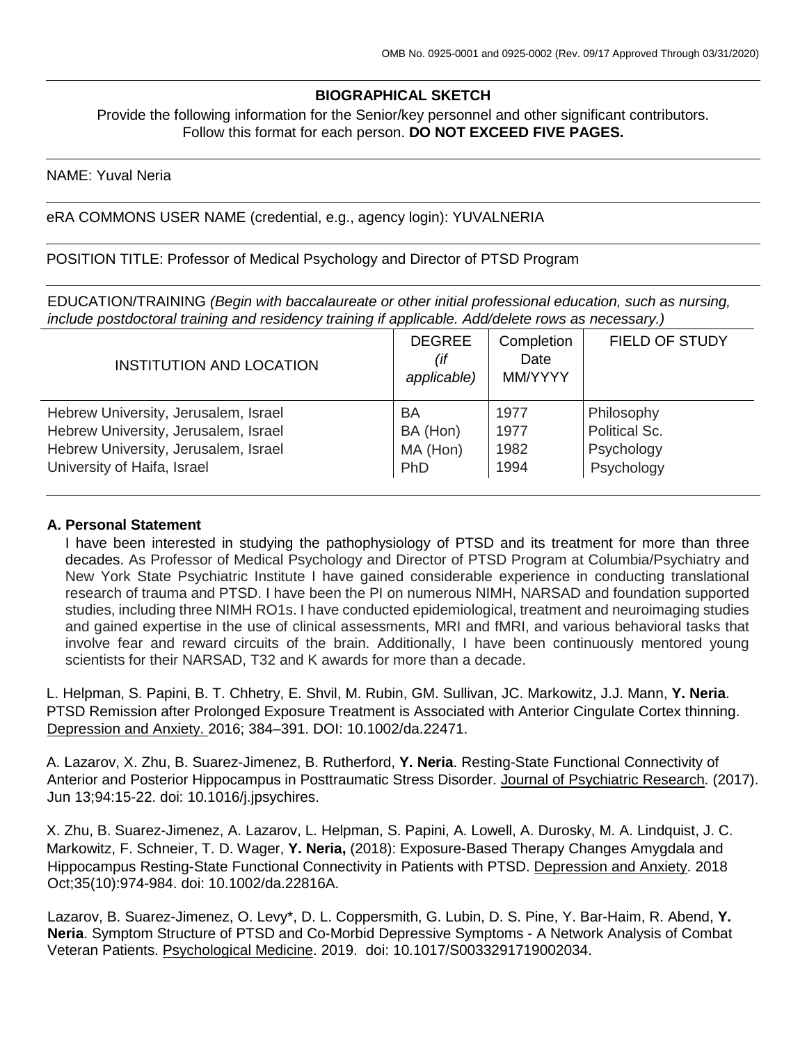OMB No. 0925-0001 and 0925-0002 (Rev. 09/17 Approved Through 03/31/2020)

## BIOGRAPHICAL SKETCH

Provide the following information for the Senior/key personnel and other significant contributors.
Follow this format for each person. **DO NOT EXCEED FIVE PAGES.**

NAME: Yuval Neria

eRA COMMONS USER NAME (credential, e.g., agency login): YUVALNERIA

POSITION TITLE: Professor of Medical Psychology and Director of PTSD Program

EDUCATION/TRAINING *(Begin with baccalaureate or other initial professional education, such as nursing, include postdoctoral training and residency training if applicable. Add/delete rows as necessary.)*

| INSTITUTION AND LOCATION | DEGREE *(if applicable)* | Completion Date MM/YYYY | FIELD OF STUDY |
|---|---|---|---|
| Hebrew University, Jerusalem, Israel | BA | 1977 | Philosophy |
| Hebrew University, Jerusalem, Israel | BA (Hon) | 1977 | Political Sc. |
| Hebrew University, Jerusalem, Israel | MA (Hon) | 1982 | Psychology |
| University of Haifa, Israel | PhD | 1994 | Psychology |

### A. Personal Statement

I have been interested in studying the pathophysiology of PTSD and its treatment for more than three decades. As Professor of Medical Psychology and Director of PTSD Program at Columbia/Psychiatry and New York State Psychiatric Institute I have gained considerable experience in conducting translational research of trauma and PTSD. I have been the PI on numerous NIMH, NARSAD and foundation supported studies, including three NIMH RO1s. I have conducted epidemiological, treatment and neuroimaging studies and gained expertise in the use of clinical assessments, MRI and fMRI, and various behavioral tasks that involve fear and reward circuits of the brain. Additionally, I have been continuously mentored young scientists for their NARSAD, T32 and K awards for more than a decade.

L. Helpman, S. Papini, B. T. Chhetry, E. Shvil, M. Rubin, GM. Sullivan, JC. Markowitz, J.J. Mann, **Y. Neria**. PTSD Remission after Prolonged Exposure Treatment is Associated with Anterior Cingulate Cortex thinning. Depression and Anxiety. 2016; 384–391. DOI: 10.1002/da.22471.

A. Lazarov, X. Zhu, B. Suarez-Jimenez, B. Rutherford, **Y. Neria**. Resting-State Functional Connectivity of Anterior and Posterior Hippocampus in Posttraumatic Stress Disorder. Journal of Psychiatric Research. (2017). Jun 13;94:15-22. doi: 10.1016/j.jpsychires.

X. Zhu, B. Suarez-Jimenez, A. Lazarov, L. Helpman, S. Papini, A. Lowell, A. Durosky, M. A. Lindquist, J. C. Markowitz, F. Schneier, T. D. Wager, **Y. Neria,** (2018): Exposure-Based Therapy Changes Amygdala and Hippocampus Resting-State Functional Connectivity in Patients with PTSD. Depression and Anxiety. 2018 Oct;35(10):974-984. doi: 10.1002/da.22816A.

Lazarov, B. Suarez-Jimenez, O. Levy*, D. L. Coppersmith, G. Lubin, D. S. Pine, Y. Bar-Haim, R. Abend, **Y. Neria**. Symptom Structure of PTSD and Co-Morbid Depressive Symptoms - A Network Analysis of Combat Veteran Patients. Psychological Medicine. 2019. doi: 10.1017/S0033291719002034.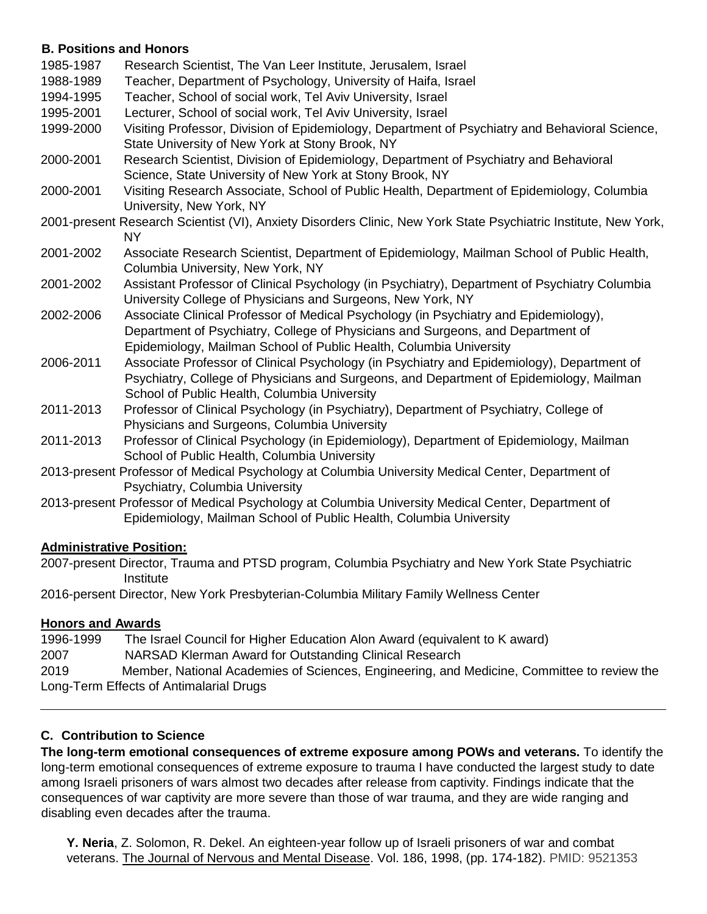### B. Positions and Honors

1985-1987 Research Scientist, The Van Leer Institute, Jerusalem, Israel

1988-1989 Teacher, Department of Psychology, University of Haifa, Israel

1994-1995 Teacher, School of social work, Tel Aviv University, Israel

1995-2001 Lecturer, School of social work, Tel Aviv University, Israel

1999-2000 Visiting Professor, Division of Epidemiology, Department of Psychiatry and Behavioral Science, State University of New York at Stony Brook, NY

2000-2001 Research Scientist, Division of Epidemiology, Department of Psychiatry and Behavioral Science, State University of New York at Stony Brook, NY

2000-2001 Visiting Research Associate, School of Public Health, Department of Epidemiology, Columbia University, New York, NY

2001-present Research Scientist (VI), Anxiety Disorders Clinic, New York State Psychiatric Institute, New York, NY

2001-2002 Associate Research Scientist, Department of Epidemiology, Mailman School of Public Health, Columbia University, New York, NY

2001-2002 Assistant Professor of Clinical Psychology (in Psychiatry), Department of Psychiatry Columbia University College of Physicians and Surgeons, New York, NY

2002-2006 Associate Clinical Professor of Medical Psychology (in Psychiatry and Epidemiology), Department of Psychiatry, College of Physicians and Surgeons, and Department of Epidemiology, Mailman School of Public Health, Columbia University

2006-2011 Associate Professor of Clinical Psychology (in Psychiatry and Epidemiology), Department of Psychiatry, College of Physicians and Surgeons, and Department of Epidemiology, Mailman School of Public Health, Columbia University

2011-2013 Professor of Clinical Psychology (in Psychiatry), Department of Psychiatry, College of Physicians and Surgeons, Columbia University

2011-2013 Professor of Clinical Psychology (in Epidemiology), Department of Epidemiology, Mailman School of Public Health, Columbia University

2013-present Professor of Medical Psychology at Columbia University Medical Center, Department of Psychiatry, Columbia University

2013-present Professor of Medical Psychology at Columbia University Medical Center, Department of Epidemiology, Mailman School of Public Health, Columbia University

**Administrative Position:**

2007-present Director, Trauma and PTSD program, Columbia Psychiatry and New York State Psychiatric Institute

2016-persent Director, New York Presbyterian-Columbia Military Family Wellness Center

**Honors and Awards**

1996-1999 The Israel Council for Higher Education Alon Award (equivalent to K award)

2007 NARSAD Klerman Award for Outstanding Clinical Research

2019 Member, National Academies of Sciences, Engineering, and Medicine, Committee to review the Long-Term Effects of Antimalarial Drugs

---

### C. Contribution to Science

**The long-term emotional consequences of extreme exposure among POWs and veterans.** To identify the long-term emotional consequences of extreme exposure to trauma I have conducted the largest study to date among Israeli prisoners of wars almost two decades after release from captivity. Findings indicate that the consequences of war captivity are more severe than those of war trauma, and they are wide ranging and disabling even decades after the trauma.

**Y. Neria**, Z. Solomon, R. Dekel. An eighteen-year follow up of Israeli prisoners of war and combat veterans. The Journal of Nervous and Mental Disease. Vol. 186, 1998, (pp. 174-182). PMID: 9521353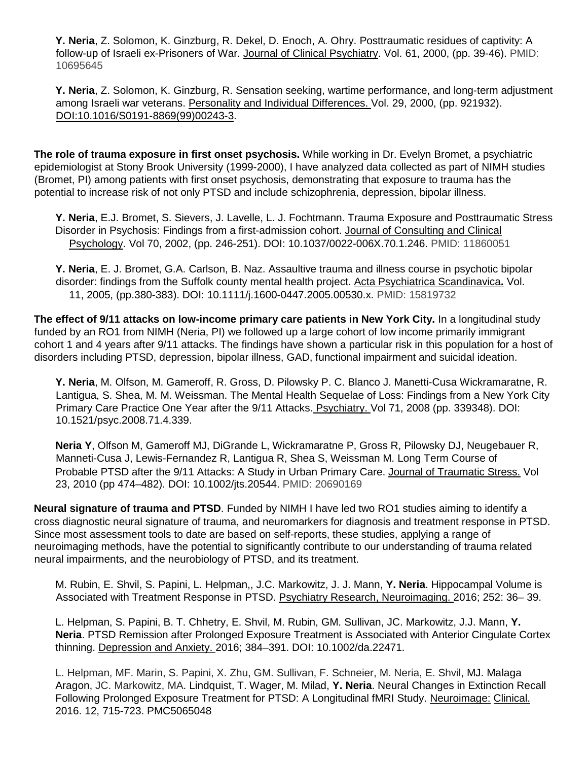**Y. Neria**, Z. Solomon, K. Ginzburg, R. Dekel, D. Enoch, A. Ohry. Posttraumatic residues of captivity: A follow-up of Israeli ex-Prisoners of War. Journal of Clinical Psychiatry. Vol. 61, 2000, (pp. 39-46). PMID: 10695645

**Y. Neria**, Z. Solomon, K. Ginzburg, R. Sensation seeking, wartime performance, and long-term adjustment among Israeli war veterans. Personality and Individual Differences. Vol. 29, 2000, (pp. 921932). DOI:10.1016/S0191-8869(99)00243-3.

**The role of trauma exposure in first onset psychosis.** While working in Dr. Evelyn Bromet, a psychiatric epidemiologist at Stony Brook University (1999-2000), I have analyzed data collected as part of NIMH studies (Bromet, PI) among patients with first onset psychosis, demonstrating that exposure to trauma has the potential to increase risk of not only PTSD and include schizophrenia, depression, bipolar illness.

**Y. Neria**, E.J. Bromet, S. Sievers, J. Lavelle, L. J. Fochtmann. Trauma Exposure and Posttraumatic Stress Disorder in Psychosis: Findings from a first-admission cohort. Journal of Consulting and Clinical Psychology. Vol 70, 2002, (pp. 246-251). DOI: 10.1037/0022-006X.70.1.246. PMID: 11860051

**Y. Neria**, E. J. Bromet, G.A. Carlson, B. Naz. Assaultive trauma and illness course in psychotic bipolar disorder: findings from the Suffolk county mental health project. Acta Psychiatrica Scandinavica**.** Vol. 11, 2005, (pp.380-383). DOI: 10.1111/j.1600-0447.2005.00530.x. PMID: 15819732

**The effect of 9/11 attacks on low-income primary care patients in New York City.** In a longitudinal study funded by an RO1 from NIMH (Neria, PI) we followed up a large cohort of low income primarily immigrant cohort 1 and 4 years after 9/11 attacks. The findings have shown a particular risk in this population for a host of disorders including PTSD, depression, bipolar illness, GAD, functional impairment and suicidal ideation.

**Y. Neria**, M. Olfson, M. Gameroff, R. Gross, D. Pilowsky P. C. Blanco J. Manetti-Cusa Wickramaratne, R. Lantigua, S. Shea, M. M. Weissman. The Mental Health Sequelae of Loss: Findings from a New York City Primary Care Practice One Year after the 9/11 Attacks. Psychiatry. Vol 71, 2008 (pp. 339348). DOI: 10.1521/psyc.2008.71.4.339.

**Neria Y**, Olfson M, Gameroff MJ, DiGrande L, Wickramaratne P, Gross R, Pilowsky DJ, Neugebauer R, Manneti-Cusa J, Lewis-Fernandez R, Lantigua R, Shea S, Weissman M. Long Term Course of Probable PTSD after the 9/11 Attacks: A Study in Urban Primary Care. Journal of Traumatic Stress. Vol 23, 2010 (pp 474–482). DOI: 10.1002/jts.20544. PMID: 20690169

**Neural signature of trauma and PTSD**. Funded by NIMH I have led two RO1 studies aiming to identify a cross diagnostic neural signature of trauma, and neuromarkers for diagnosis and treatment response in PTSD. Since most assessment tools to date are based on self-reports, these studies, applying a range of neuroimaging methods, have the potential to significantly contribute to our understanding of trauma related neural impairments, and the neurobiology of PTSD, and its treatment.

M. Rubin, E. Shvil, S. Papini, L. Helpman,, J.C. Markowitz, J. J. Mann, **Y. Neria**. Hippocampal Volume is Associated with Treatment Response in PTSD. Psychiatry Research, Neuroimaging. 2016; 252: 36– 39.

L. Helpman, S. Papini, B. T. Chhetry, E. Shvil, M. Rubin, GM. Sullivan, JC. Markowitz, J.J. Mann, **Y. Neria**. PTSD Remission after Prolonged Exposure Treatment is Associated with Anterior Cingulate Cortex thinning. Depression and Anxiety. 2016; 384–391. DOI: 10.1002/da.22471.

L. Helpman, MF. Marin, S. Papini, X. Zhu, GM. Sullivan, F. Schneier, M. Neria, E. Shvil, MJ. Malaga Aragon, JC. Markowitz, MA. Lindquist, T. Wager, M. Milad, **Y. Neria**. Neural Changes in Extinction Recall Following Prolonged Exposure Treatment for PTSD: A Longitudinal fMRI Study. Neuroimage: Clinical. 2016. 12, 715-723. PMC5065048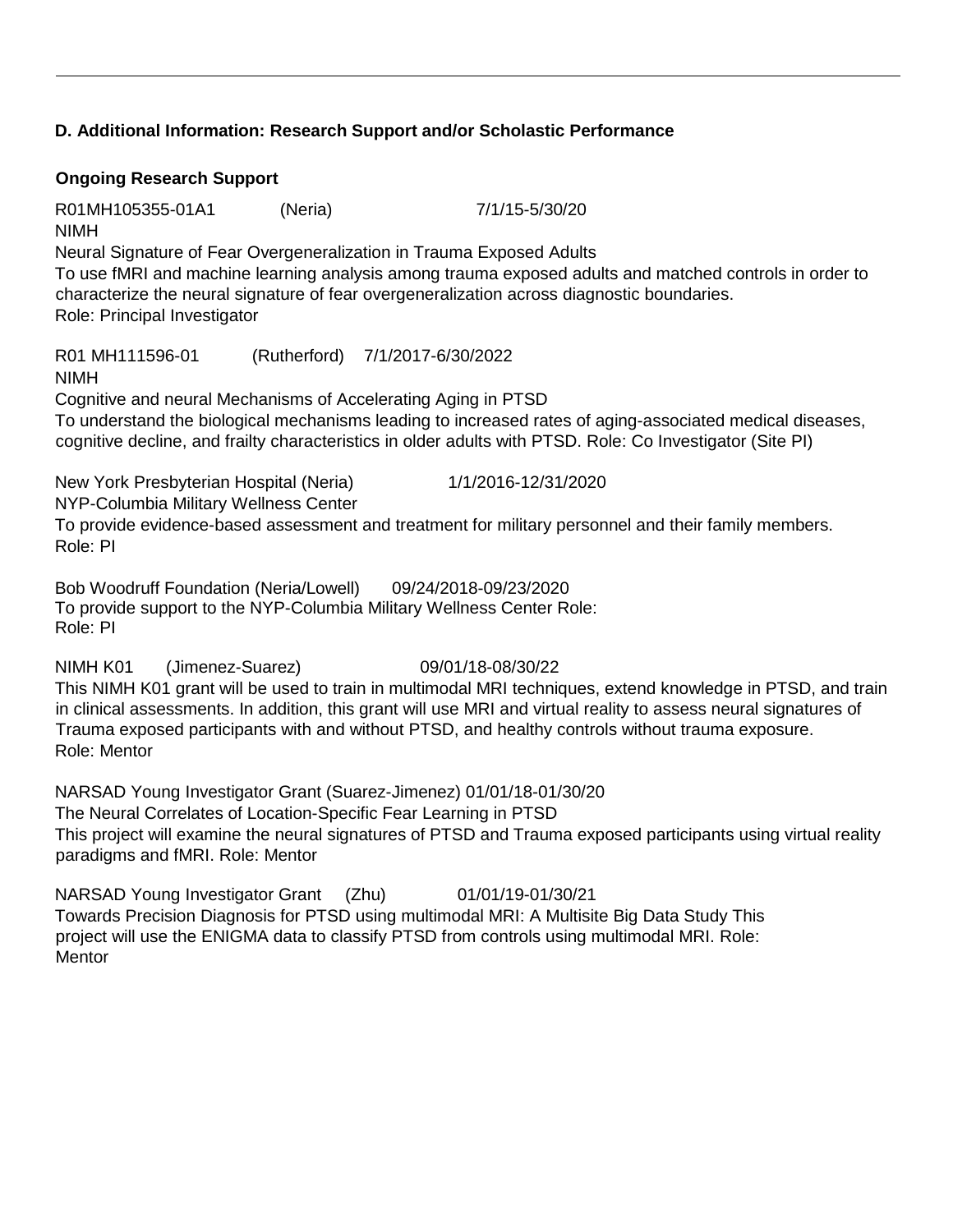### D. Additional Information: Research Support and/or Scholastic Performance

**Ongoing Research Support**

R01MH105355-01A1 (Neria) 7/1/15-5/30/20
NIMH
Neural Signature of Fear Overgeneralization in Trauma Exposed Adults
To use fMRI and machine learning analysis among trauma exposed adults and matched controls in order to characterize the neural signature of fear overgeneralization across diagnostic boundaries.
Role: Principal Investigator

R01 MH111596-01 (Rutherford) 7/1/2017-6/30/2022
NIMH
Cognitive and neural Mechanisms of Accelerating Aging in PTSD
To understand the biological mechanisms leading to increased rates of aging-associated medical diseases, cognitive decline, and frailty characteristics in older adults with PTSD. Role: Co Investigator (Site PI)

New York Presbyterian Hospital (Neria) 1/1/2016-12/31/2020
NYP-Columbia Military Wellness Center
To provide evidence-based assessment and treatment for military personnel and their family members.
Role: PI

Bob Woodruff Foundation (Neria/Lowell) 09/24/2018-09/23/2020
To provide support to the NYP-Columbia Military Wellness Center Role:
Role: PI

NIMH K01 (Jimenez-Suarez) 09/01/18-08/30/22
This NIMH K01 grant will be used to train in multimodal MRI techniques, extend knowledge in PTSD, and train in clinical assessments. In addition, this grant will use MRI and virtual reality to assess neural signatures of Trauma exposed participants with and without PTSD, and healthy controls without trauma exposure.
Role: Mentor

NARSAD Young Investigator Grant (Suarez-Jimenez) 01/01/18-01/30/20
The Neural Correlates of Location-Specific Fear Learning in PTSD
This project will examine the neural signatures of PTSD and Trauma exposed participants using virtual reality paradigms and fMRI. Role: Mentor

NARSAD Young Investigator Grant (Zhu) 01/01/19-01/30/21
Towards Precision Diagnosis for PTSD using multimodal MRI: A Multisite Big Data Study This project will use the ENIGMA data to classify PTSD from controls using multimodal MRI. Role: Mentor